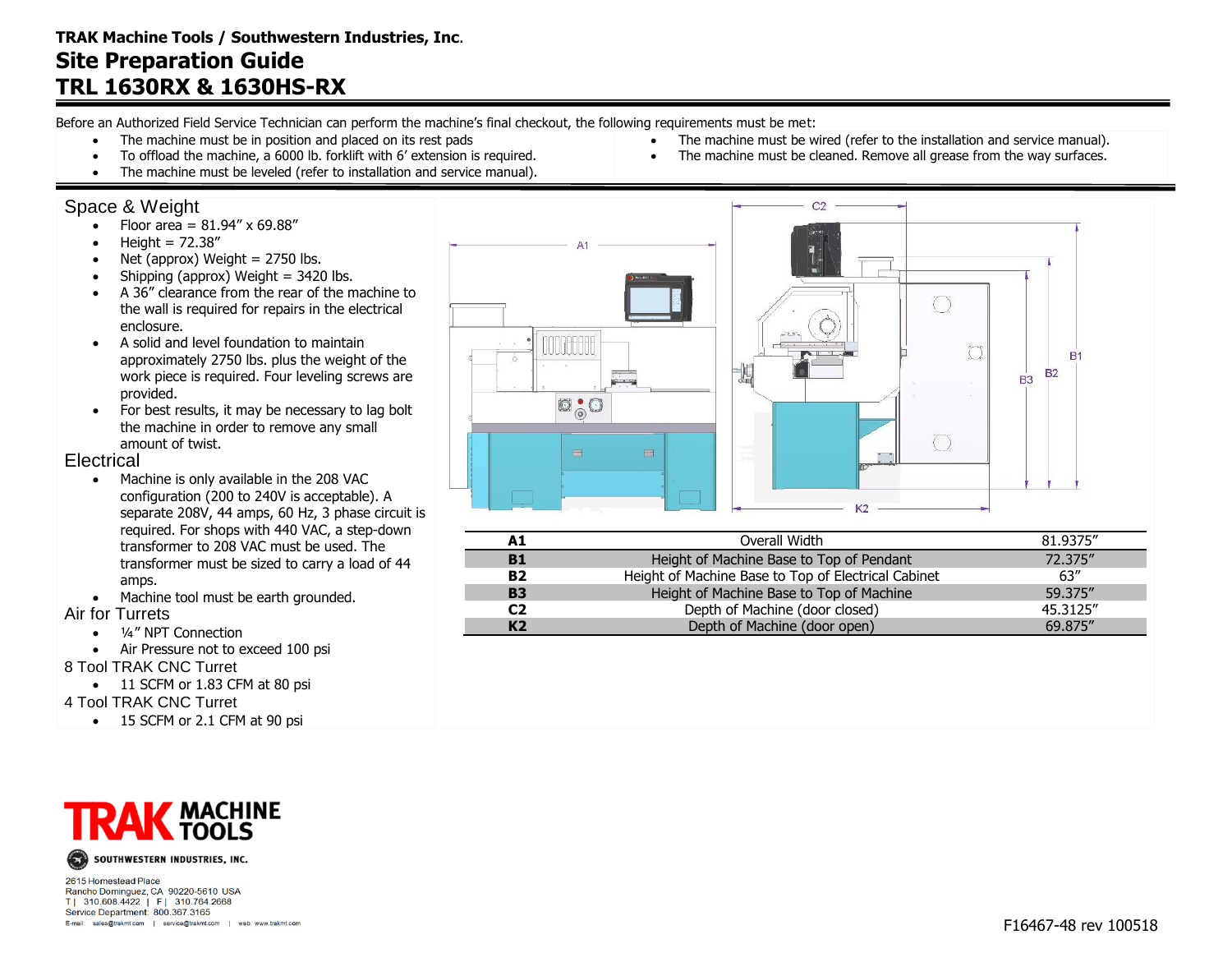**TRAK Machine Tools / Southwestern Industries, Inc.**

# Site Preparation Guide
# TRL 1630RX & 1630HS-RX

Before an Authorized Field Service Technician can perform the machine's final checkout, the following requirements must be met:

- The machine must be in position and placed on its rest pads
- To offload the machine, a 6000 lb. forklift with 6' extension is required.
- The machine must be leveled (refer to installation and service manual).
- The machine must be wired (refer to the installation and service manual).
- The machine must be cleaned. Remove all grease from the way surfaces.

## Space & Weight

- Floor area = 81.94" x 69.88"
- Height = 72.38"
- Net (approx) Weight = 2750 lbs.
- Shipping (approx) Weight = 3420 lbs.
- A 36" clearance from the rear of the machine to the wall is required for repairs in the electrical enclosure.
- A solid and level foundation to maintain approximately 2750 lbs. plus the weight of the work piece is required. Four leveling screws are provided.
- For best results, it may be necessary to lag bolt the machine in order to remove any small amount of twist.

## Electrical

- Machine is only available in the 208 VAC configuration (200 to 240V is acceptable). A separate 208V, 44 amps, 60 Hz, 3 phase circuit is required. For shops with 440 VAC, a step-down transformer to 208 VAC must be used. The transformer must be sized to carry a load of 44 amps.
- Machine tool must be earth grounded.

## Air for Turrets

- ¼" NPT Connection
- Air Pressure not to exceed 100 psi

## 8 Tool TRAK CNC Turret

- 11 SCFM or 1.83 CFM at 80 psi

## 4 Tool TRAK CNC Turret

- 15 SCFM or 2.1 CFM at 90 psi

| | | |
|---|---|---|
| **A1** | Overall Width | 81.9375" |
| **B1** | Height of Machine Base to Top of Pendant | 72.375" |
| **B2** | Height of Machine Base to Top of Electrical Cabinet | 63" |
| **B3** | Height of Machine Base to Top of Machine | 59.375" |
| **C2** | Depth of Machine (door closed) | 45.3125" |
| **K2** | Depth of Machine (door open) | 69.875" |

TRAK MACHINE TOOLS
SOUTHWESTERN INDUSTRIES, INC.

2615 Homestead Place
Rancho Dominguez, CA 90220-5610 USA
T | 310.608.4422 | F | 310.764.2668
Service Department: 800.367.3165
E-mail: sales@trakmt.com | service@trakmt.com | web: www.trakmt.com

F16467-48 rev 100518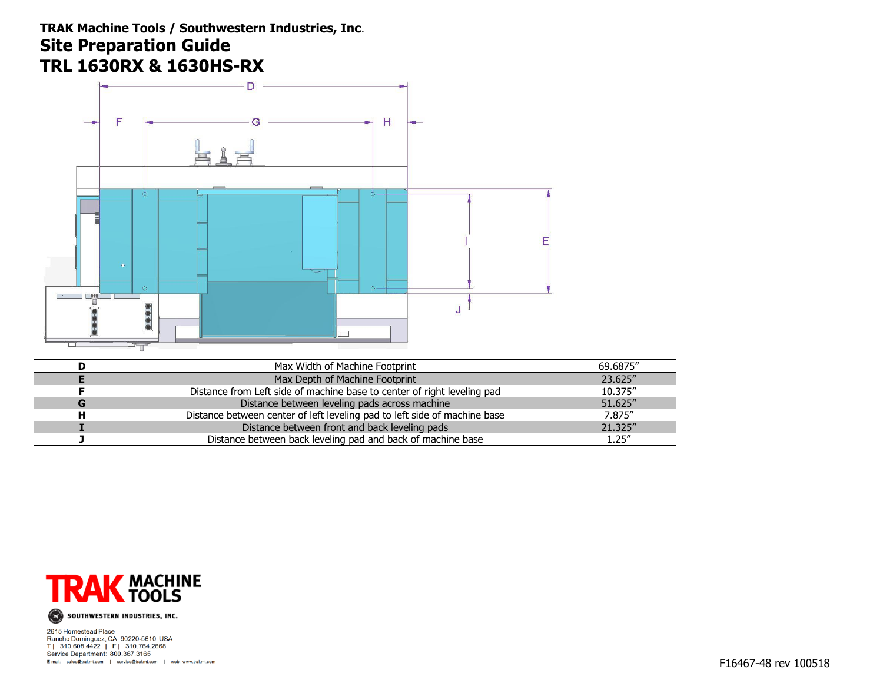**TRAK Machine Tools / Southwestern Industries, Inc.**

# Site Preparation Guide

# TRL 1630RX & 1630HS-RX

| | | |
|---|---|---|
| **D** | Max Width of Machine Footprint | 69.6875″ |
| **E** | Max Depth of Machine Footprint | 23.625″ |
| **F** | Distance from Left side of machine base to center of right leveling pad | 10.375″ |
| **G** | Distance between leveling pads across machine | 51.625″ |
| **H** | Distance between center of left leveling pad to left side of machine base | 7.875″ |
| **I** | Distance between front and back leveling pads | 21.325″ |
| **J** | Distance between back leveling pad and back of machine base | 1.25″ |

TRAK MACHINE TOOLS

SOUTHWESTERN INDUSTRIES, INC.

2615 Homestead Place
Rancho Dominguez, CA 90220-5610 USA
T | 310.608.4422 | F | 310.764.2668
Service Department: 800.367.3165
E-mail: sales@trakmt.com | service@trakmt.com | web: www.trakmt.com

F16467-48 rev 100518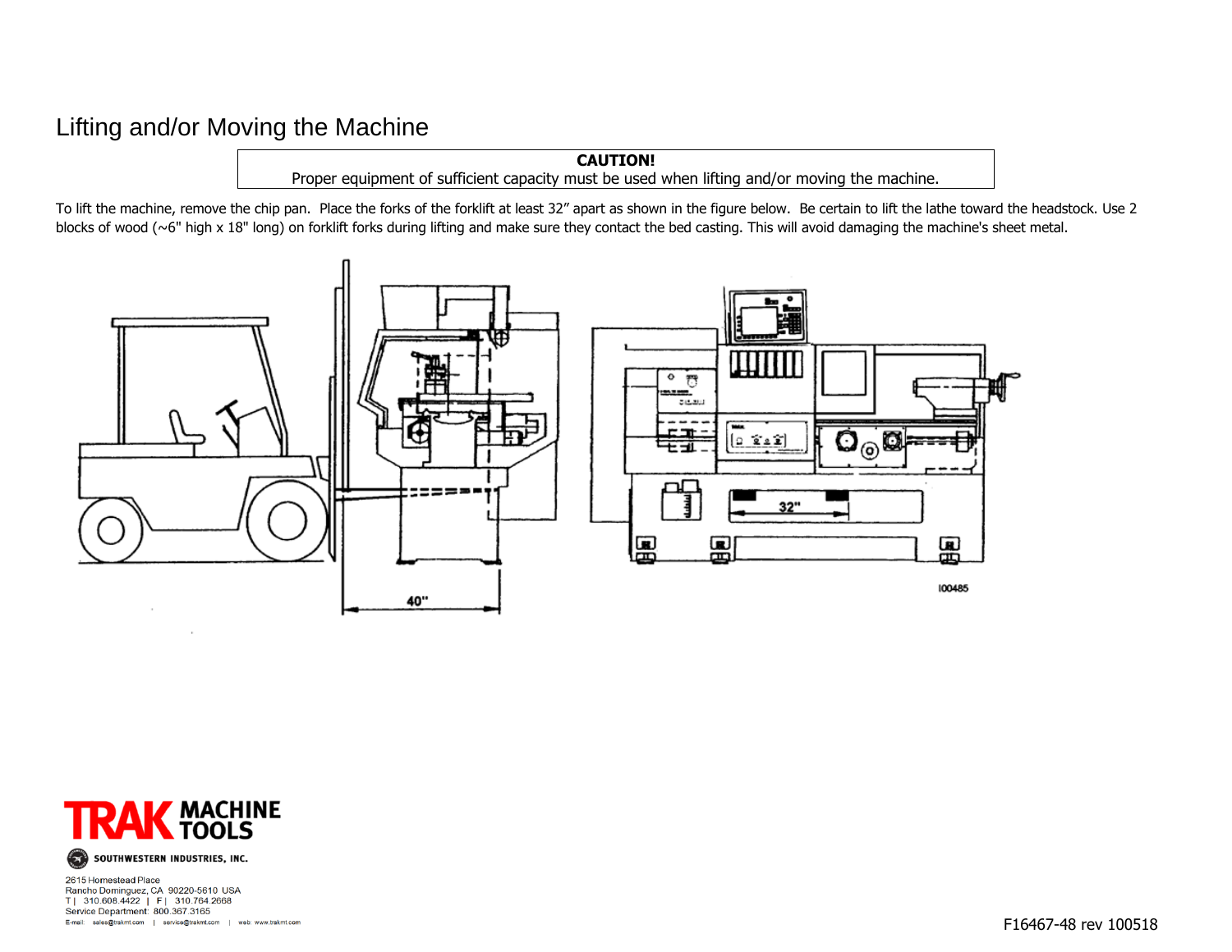## Lifting and/or Moving the Machine

**CAUTION!**
Proper equipment of sufficient capacity must be used when lifting and/or moving the machine.

To lift the machine, remove the chip pan. Place the forks of the forklift at least 32" apart as shown in the figure below. Be certain to lift the lathe toward the headstock. Use 2 blocks of wood (~6" high x 18" long) on forklift forks during lifting and make sure they contact the bed casting. This will avoid damaging the machine's sheet metal.

40"

32"

I00485

TRAK MACHINE TOOLS

SOUTHWESTERN INDUSTRIES, INC.

2615 Homestead Place
Rancho Dominguez, CA 90220-5610 USA
T | 310.608.4422 | F | 310.764.2668
Service Department: 800.367.3165
E-mail: sales@trakmt.com | service@trakmt.com | web: www.trakmt.com

F16467-48 rev 100518